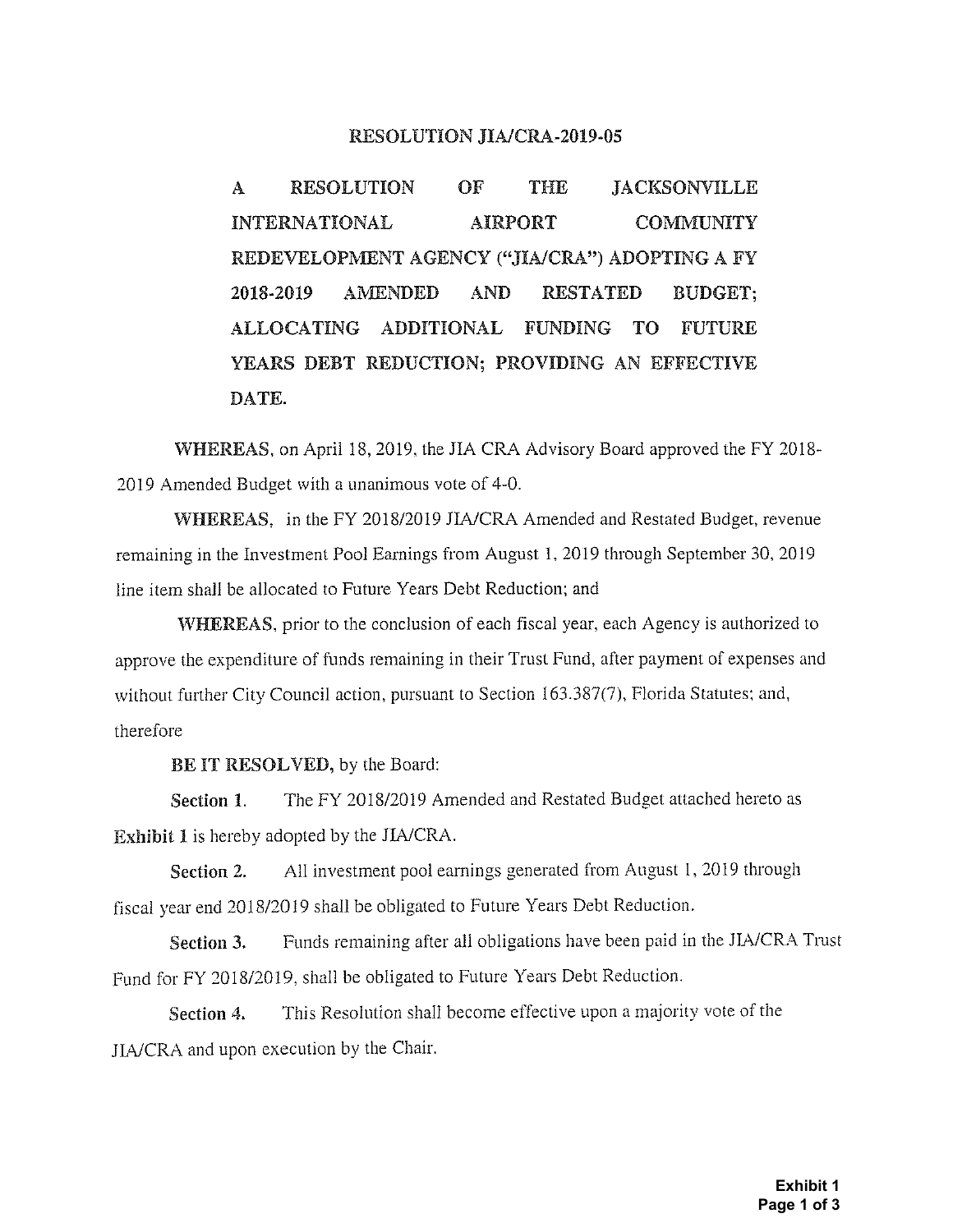# RESOLUTION JIA/CRA-2019-05

**A RESOLUTION OF THE JACKSONVILLE INTERNATIONAL AIRPORT COMMUNITY REDEVELOPMENT AGENCY ("JIA/CRA") ADOPTING A FY 2018-2019 AMENDED AND RESTATED BUDGET; ALLOCATING ADDITIONAL FUNDING TO FUTURE YEARS DEBT REDUCTION; PROVIDING AN EFFECTIVE DATE.**

**WHEREAS**, on April 18, 2019, the JIA CRA Advisory Board approved the FY 2018-2019 Amended Budget with a unanimous vote of 4-0.

**WHEREAS**, in the FY 2018/2019 JIA/CRA Amended and Restated Budget, revenue remaining in the Investment Pool Earnings from August 1, 2019 through September 30, 2019 line item shall be allocated to Future Years Debt Reduction; and

**WHEREAS**, prior to the conclusion of each fiscal year, each Agency is authorized to approve the expenditure of funds remaining in their Trust Fund, after payment of expenses and without further City Council action, pursuant to Section 163.387(7), Florida Statutes; and, therefore

**BE IT RESOLVED,** by the Board:

**Section 1.** The FY 2018/2019 Amended and Restated Budget attached hereto as **Exhibit 1** is hereby adopted by the JIA/CRA.

**Section 2.** All investment pool earnings generated from August 1, 2019 through fiscal year end 2018/2019 shall be obligated to Future Years Debt Reduction.

**Section 3.** Funds remaining after all obligations have been paid in the JIA/CRA Trust Fund for FY 2018/2019, shall be obligated to Future Years Debt Reduction.

**Section 4.** This Resolution shall become effective upon a majority vote of the JIA/CRA and upon execution by the Chair.

**Exhibit 1**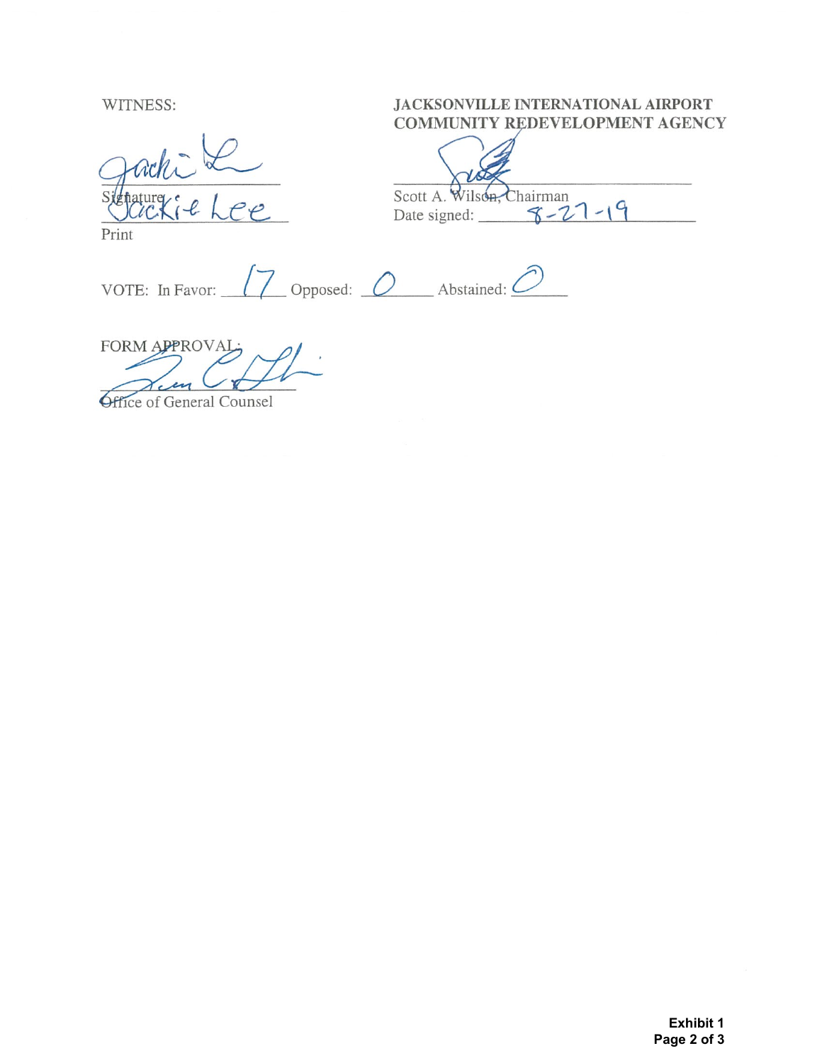WITNESS:

Signature

Jackie Lee

Print

**JACKSONVILLE INTERNATIONAL AIRPORT COMMUNITY REDEVELOPMENT AGENCY**

Scott A. Wilson, Chairman

Date signed: 8-27-19

VOTE: In Favor: 17 Opposed: 0 Abstained: 0

FORM APPROVAL:

Office of General Counsel

**Exhibit 1**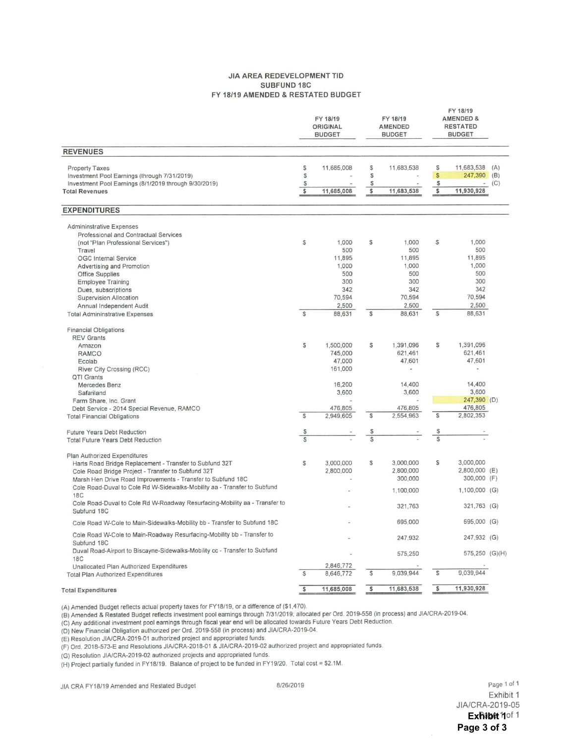**JIA AREA REDEVELOPMENT TID**
**SUBFUND 18C**
**FY 18/19 AMENDED & RESTATED BUDGET**

| | FY 18/19 ORIGINAL BUDGET | FY 18/19 AMENDED BUDGET | FY 18/19 AMENDED & RESTATED BUDGET | |
|---|---|---|---|---|
| **REVENUES** | | | | |
| Property Taxes | $ 11,685,008 | $ 11,683,538 | $ 11,683,538 | (A) |
| Investment Pool Earnings (through 7/31/2019) | $ - | $ - | $ 247,390 | (B) |
| Investment Pool Earnings (8/1/2019 through 9/30/2019) | $ - | $ - | $ - | (C) |
| **Total Revenues** | $ 11,685,008 | $ 11,683,538 | $ 11,930,928 | |
| **EXPENDITURES** | | | | |
| Admininstrative Expenses | | | | |
| Professional and Contractual Services (not "Plan Professional Services") | $ 1,000 | $ 1,000 | $ 1,000 | |
| Travel | 500 | 500 | 500 | |
| OGC Internal Service | 11,895 | 11,895 | 11,895 | |
| Advertising and Promotion | 1,000 | 1,000 | 1,000 | |
| Office Supplies | 500 | 500 | 500 | |
| Employee Training | 300 | 300 | 300 | |
| Dues, subscriptions | 342 | 342 | 342 | |
| Supervision Allocation | 70,594 | 70,594 | 70,594 | |
| Annual Independent Audit | 2,500 | 2,500 | 2,500 | |
| Total Admininstrative Expenses | $ 88,631 | $ 88,631 | $ 88,631 | |
| Financial Obligations | | | | |
| REV Grants | | | | |
| Amazon | $ 1,500,000 | $ 1,391,096 | $ 1,391,096 | |
| RAMCO | 745,000 | 621,461 | 621,461 | |
| Ecolab | 47,000 | 47,601 | 47,601 | |
| River City Crossing (RCC) | 161,000 | - | - | |
| QTI Grants | | | | |
| Mercedes Benz | 16,200 | 14,400 | 14,400 | |
| Safariland | 3,600 | 3,600 | 3,600 | |
| Farm Share, Inc. Grant | - | - | 247,390 | (D) |
| Debt Service - 2014 Special Revenue, RAMCO | 476,805 | 476,805 | 476,805 | |
| Total Financial Obligations | $ 2,949,605 | $ 2,554,963 | $ 2,802,353 | |
| Future Years Debt Reduction | $ - | $ - | $ - | |
| Total Future Years Debt Reduction | $ - | $ - | $ - | |
| Plan Authorized Expenditures | | | | |
| Harts Road Bridge Replacement - Transfer to Subfund 32T | $ 3,000,000 | $ 3,000,000 | $ 3,000,000 | |
| Cole Road Bridge Project - Transfer to Subfund 32T | 2,800,000 | 2,800,000 | 2,800,000 | (E) |
| Marsh Hen Drive Road Improvements - Transfer to Subfund 18C | - | 300,000 | 300,000 | (F) |
| Cole Road-Duval to Cole Rd W-Sidewalks-Mobility aa - Transfer to Subfund 18C | - | 1,100,000 | 1,100,000 | (G) |
| Cole Road-Duval to Cole Rd W-Roadway Resurfacing-Mobility aa - Transfer to Subfund 18C | - | 321,763 | 321,763 | (G) |
| Cole Road W-Cole to Main-Sidewalks-Mobility bb - Transfer to Subfund 18C | - | 695,000 | 695,000 | (G) |
| Cole Road W-Cole to Main-Roadway Resurfacing-Mobility bb - Transfer to Subfund 18C | - | 247,932 | 247,932 | (G) |
| Duval Road-Airport to Biscayne-Sidewalks-Mobility cc - Transfer to Subfund 18C | - | 575,250 | 575,250 | (G)(H) |
| Unallocated Plan Authorized Expenditures | 2,846,772 | - | - | |
| Total Plan Authorized Expenditures | $ 8,646,772 | $ 9,039,944 | $ 9,039,944 | |
| **Total Expenditures** | $ 11,685,008 | $ 11,683,538 | $ 11,930,928 | |

(A) Amended Budget reflects actual property taxes for FY18/19, or a difference of ($1,470).
(B) Amended & Restated Budget reflects investment pool earnings through 7/31/2019; allocated per Ord. 2019-558 (in process) and JIA/CRA-2019-04.
(C) Any additional investment pool earnings through fiscal year end will be allocated towards Future Years Debt Reduction.
(D) New Financial Obligation authorized per Ord. 2019-558 (in process) and JIA/CRA-2019-04.
(E) Resolution JIA/CRA-2019-01 authorized project and appropriated funds.
(F) Ord. 2018-573-E and Resolutions JIA/CRA-2018-01 & JIA/CRA-2019-02 authorized project and appropriated funds.
(G) Resolution JIA/CRA-2019-02 authorized projects and appropriated funds.
(H) Project partially funded in FY18/19. Balance of project to be funded in FY19/20. Total cost = $2.1M.

JIA CRA FY18/19 Amended and Restated Budget 8/26/2019

Exhibit 1
JIA/CRA-2019-05
**Exhibit 1**